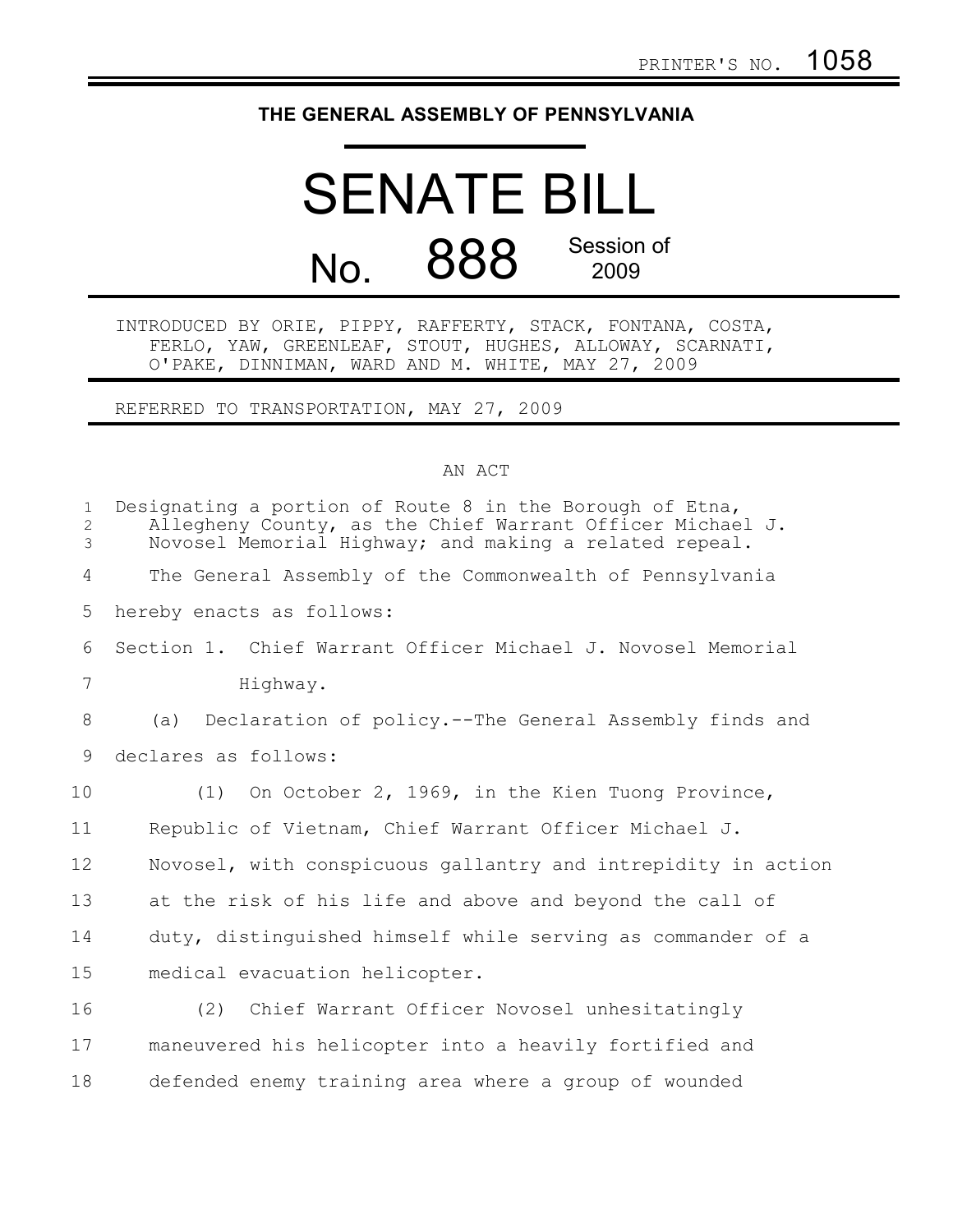PRINTER'S NO. 1058

# THE GENERAL ASSEMBLY OF PENNSYLVANIA

# SENATE BILL

# No. 888 Session of 2009

INTRODUCED BY ORIE, PIPPY, RAFFERTY, STACK, FONTANA, COSTA, FERLO, YAW, GREENLEAF, STOUT, HUGHES, ALLOWAY, SCARNATI, O'PAKE, DINNIMAN, WARD AND M. WHITE, MAY 27, 2009

REFERRED TO TRANSPORTATION, MAY 27, 2009

AN ACT

Designating a portion of Route 8 in the Borough of Etna, Allegheny County, as the Chief Warrant Officer Michael J. Novosel Memorial Highway; and making a related repeal.

The General Assembly of the Commonwealth of Pennsylvania hereby enacts as follows:

Section 1. Chief Warrant Officer Michael J. Novosel Memorial Highway.

(a) Declaration of policy.--The General Assembly finds and declares as follows:

(1) On October 2, 1969, in the Kien Tuong Province, Republic of Vietnam, Chief Warrant Officer Michael J. Novosel, with conspicuous gallantry and intrepidity in action at the risk of his life and above and beyond the call of duty, distinguished himself while serving as commander of a medical evacuation helicopter.

(2) Chief Warrant Officer Novosel unhesitatingly maneuvered his helicopter into a heavily fortified and defended enemy training area where a group of wounded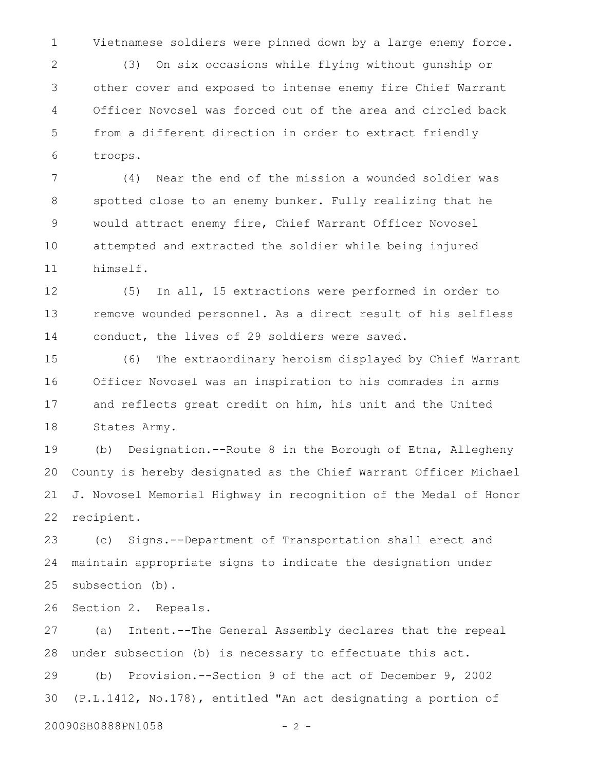Vietnamese soldiers were pinned down by a large enemy force.

(3) On six occasions while flying without gunship or other cover and exposed to intense enemy fire Chief Warrant Officer Novosel was forced out of the area and circled back from a different direction in order to extract friendly troops.

(4) Near the end of the mission a wounded soldier was spotted close to an enemy bunker. Fully realizing that he would attract enemy fire, Chief Warrant Officer Novosel attempted and extracted the soldier while being injured himself.

(5) In all, 15 extractions were performed in order to remove wounded personnel. As a direct result of his selfless conduct, the lives of 29 soldiers were saved.

(6) The extraordinary heroism displayed by Chief Warrant Officer Novosel was an inspiration to his comrades in arms and reflects great credit on him, his unit and the United States Army.

(b) Designation.--Route 8 in the Borough of Etna, Allegheny County is hereby designated as the Chief Warrant Officer Michael J. Novosel Memorial Highway in recognition of the Medal of Honor recipient.

(c) Signs.--Department of Transportation shall erect and maintain appropriate signs to indicate the designation under subsection (b).

Section 2. Repeals.

(a) Intent.--The General Assembly declares that the repeal under subsection (b) is necessary to effectuate this act.

(b) Provision.--Section 9 of the act of December 9, 2002 (P.L.1412, No.178), entitled "An act designating a portion of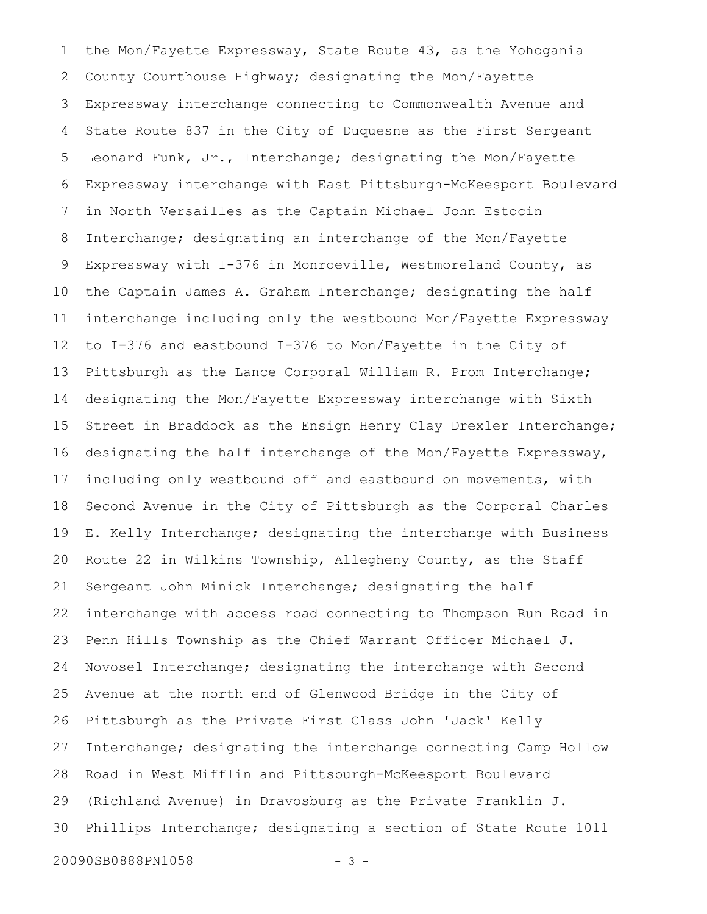the Mon/Fayette Expressway, State Route 43, as the Yohogania County Courthouse Highway; designating the Mon/Fayette Expressway interchange connecting to Commonwealth Avenue and State Route 837 in the City of Duquesne as the First Sergeant Leonard Funk, Jr., Interchange; designating the Mon/Fayette Expressway interchange with East Pittsburgh-McKeesport Boulevard in North Versailles as the Captain Michael John Estocin Interchange; designating an interchange of the Mon/Fayette Expressway with I-376 in Monroeville, Westmoreland County, as the Captain James A. Graham Interchange; designating the half interchange including only the westbound Mon/Fayette Expressway to I-376 and eastbound I-376 to Mon/Fayette in the City of Pittsburgh as the Lance Corporal William R. Prom Interchange; designating the Mon/Fayette Expressway interchange with Sixth Street in Braddock as the Ensign Henry Clay Drexler Interchange; designating the half interchange of the Mon/Fayette Expressway, including only westbound off and eastbound on movements, with Second Avenue in the City of Pittsburgh as the Corporal Charles E. Kelly Interchange; designating the interchange with Business Route 22 in Wilkins Township, Allegheny County, as the Staff Sergeant John Minick Interchange; designating the half interchange with access road connecting to Thompson Run Road in Penn Hills Township as the Chief Warrant Officer Michael J. Novosel Interchange; designating the interchange with Second Avenue at the north end of Glenwood Bridge in the City of Pittsburgh as the Private First Class John 'Jack' Kelly Interchange; designating the interchange connecting Camp Hollow Road in West Mifflin and Pittsburgh-McKeesport Boulevard (Richland Avenue) in Dravosburg as the Private Franklin J. Phillips Interchange; designating a section of State Route 1011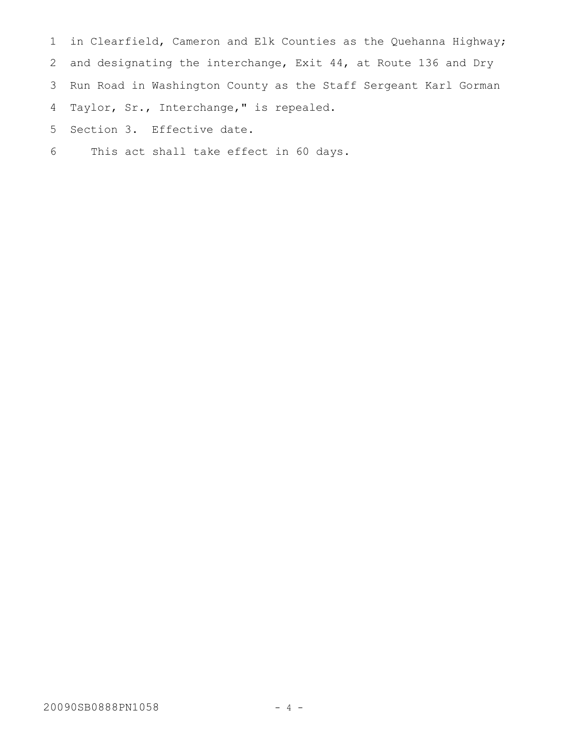in Clearfield, Cameron and Elk Counties as the Quehanna Highway; and designating the interchange, Exit 44, at Route 136 and Dry Run Road in Washington County as the Staff Sergeant Karl Gorman Taylor, Sr., Interchange," is repealed.

Section 3. Effective date.

This act shall take effect in 60 days.